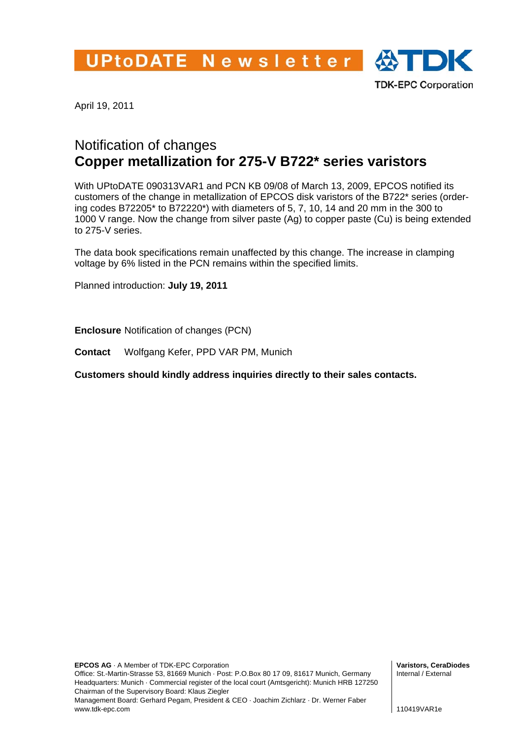UPtoDATE Newsletter

TDK-EPC Corporation

April 19, 2011

# Notification of changes
## Copper metallization for 275-V B722* series varistors

With UPtoDATE 090313VAR1 and PCN KB 09/08 of March 13, 2009, EPCOS notified its customers of the change in metallization of EPCOS disk varistors of the B722* series (ordering codes B72205* to B72220*) with diameters of 5, 7, 10, 14 and 20 mm in the 300 to 1000 V range. Now the change from silver paste (Ag) to copper paste (Cu) is being extended to 275-V series.

The data book specifications remain unaffected by this change. The increase in clamping voltage by 6% listed in the PCN remains within the specified limits.

Planned introduction: **July 19, 2011**

**Enclosure** Notification of changes (PCN)

**Contact** Wolfgang Kefer, PPD VAR PM, Munich

**Customers should kindly address inquiries directly to their sales contacts.**

**EPCOS AG** · A Member of TDK-EPC Corporation
Office: St.-Martin-Strasse 53, 81669 Munich · Post: P.O.Box 80 17 09, 81617 Munich, Germany
Headquarters: Munich · Commercial register of the local court (Amtsgericht): Munich HRB 127250
Chairman of the Supervisory Board: Klaus Ziegler
Management Board: Gerhard Pegam, President & CEO · Joachim Zichlarz · Dr. Werner Faber
www.tdk-epc.com

**Varistors, CeraDiodes**
Internal / External

110419VAR1e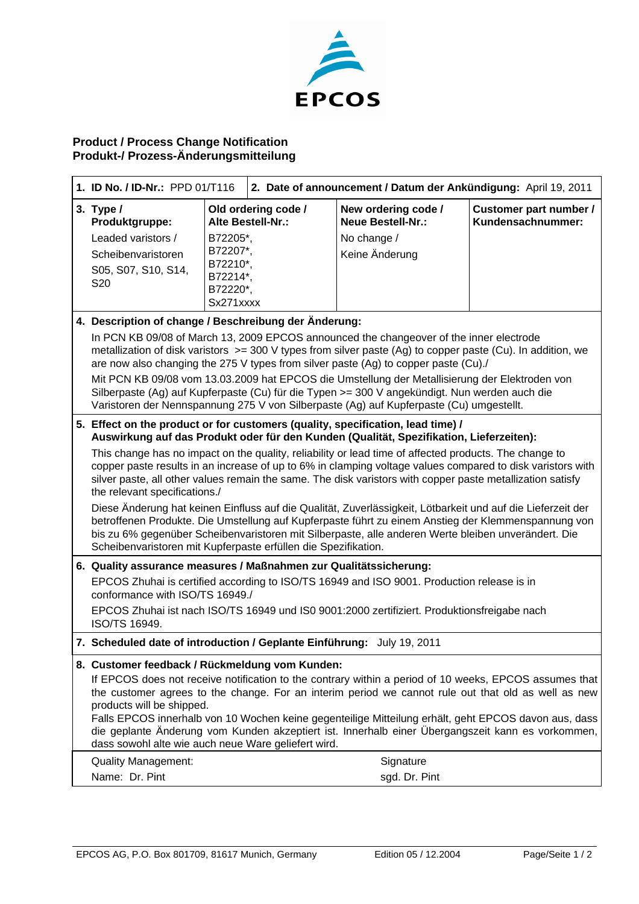EPCOS

## Product / Process Change Notification
## Produkt-/ Prozess-Änderungsmitteilung

| **1. ID No. / ID-Nr.:** PPD 01/T116 | **2. Date of announcement / Datum der Ankündigung:** April 19, 2011 | | |
|---|---|---|---|
| **3. Type / Produktgruppe:** Leaded varistors / Scheibenvaristoren S05, S07, S10, S14, S20 | **Old ordering code / Alte Bestell-Nr.:** B72205*, B72207*, B72210*, B72214*, B72220*, Sx271xxxx | **New ordering code / Neue Bestell-Nr.:** No change / Keine Änderung | **Customer part number / Kundensachnummer:** |

**4. Description of change / Beschreibung der Änderung:**

In PCN KB 09/08 of March 13, 2009 EPCOS announced the changeover of the inner electrode metallization of disk varistors >= 300 V types from silver paste (Ag) to copper paste (Cu). In addition, we are now also changing the 275 V types from silver paste (Ag) to copper paste (Cu)./

Mit PCN KB 09/08 vom 13.03.2009 hat EPCOS die Umstellung der Metallisierung der Elektroden von Silberpaste (Ag) auf Kupferpaste (Cu) für die Typen >= 300 V angekündigt. Nun werden auch die Varistoren der Nennspannung 275 V von Silberpaste (Ag) auf Kupferpaste (Cu) umgestellt.

**5. Effect on the product or for customers (quality, specification, lead time) / Auswirkung auf das Produkt oder für den Kunden (Qualität, Spezifikation, Lieferzeiten):**

This change has no impact on the quality, reliability or lead time of affected products. The change to copper paste results in an increase of up to 6% in clamping voltage values compared to disk varistors with silver paste, all other values remain the same. The disk varistors with copper paste metallization satisfy the relevant specifications./

Diese Änderung hat keinen Einfluss auf die Qualität, Zuverlässigkeit, Lötbarkeit und auf die Lieferzeit der betroffenen Produkte. Die Umstellung auf Kupferpaste führt zu einem Anstieg der Klemmenspannung von bis zu 6% gegenüber Scheibenvaristoren mit Silberpaste, alle anderen Werte bleiben unverändert. Die Scheibenvaristoren mit Kupferpaste erfüllen die Spezifikation.

**6. Quality assurance measures / Maßnahmen zur Qualitätssicherung:**

EPCOS Zhuhai is certified according to ISO/TS 16949 and ISO 9001. Production release is in conformance with ISO/TS 16949./

EPCOS Zhuhai ist nach ISO/TS 16949 und IS0 9001:2000 zertifiziert. Produktionsfreigabe nach ISO/TS 16949.

**7. Scheduled date of introduction / Geplante Einführung:** July 19, 2011

**8. Customer feedback / Rückmeldung vom Kunden:**

If EPCOS does not receive notification to the contrary within a period of 10 weeks, EPCOS assumes that the customer agrees to the change. For an interim period we cannot rule out that old as well as new products will be shipped.

Falls EPCOS innerhalb von 10 Wochen keine gegenteilige Mitteilung erhält, geht EPCOS davon aus, dass die geplante Änderung vom Kunden akzeptiert ist. Innerhalb einer Übergangszeit kann es vorkommen, dass sowohl alte wie auch neue Ware geliefert wird.

| Quality Management: | Signature |
|---|---|
| Name: Dr. Pint | sgd. Dr. Pint |

EPCOS AG, P.O. Box 801709, 81617 Munich, Germany — Edition 05 / 12.2004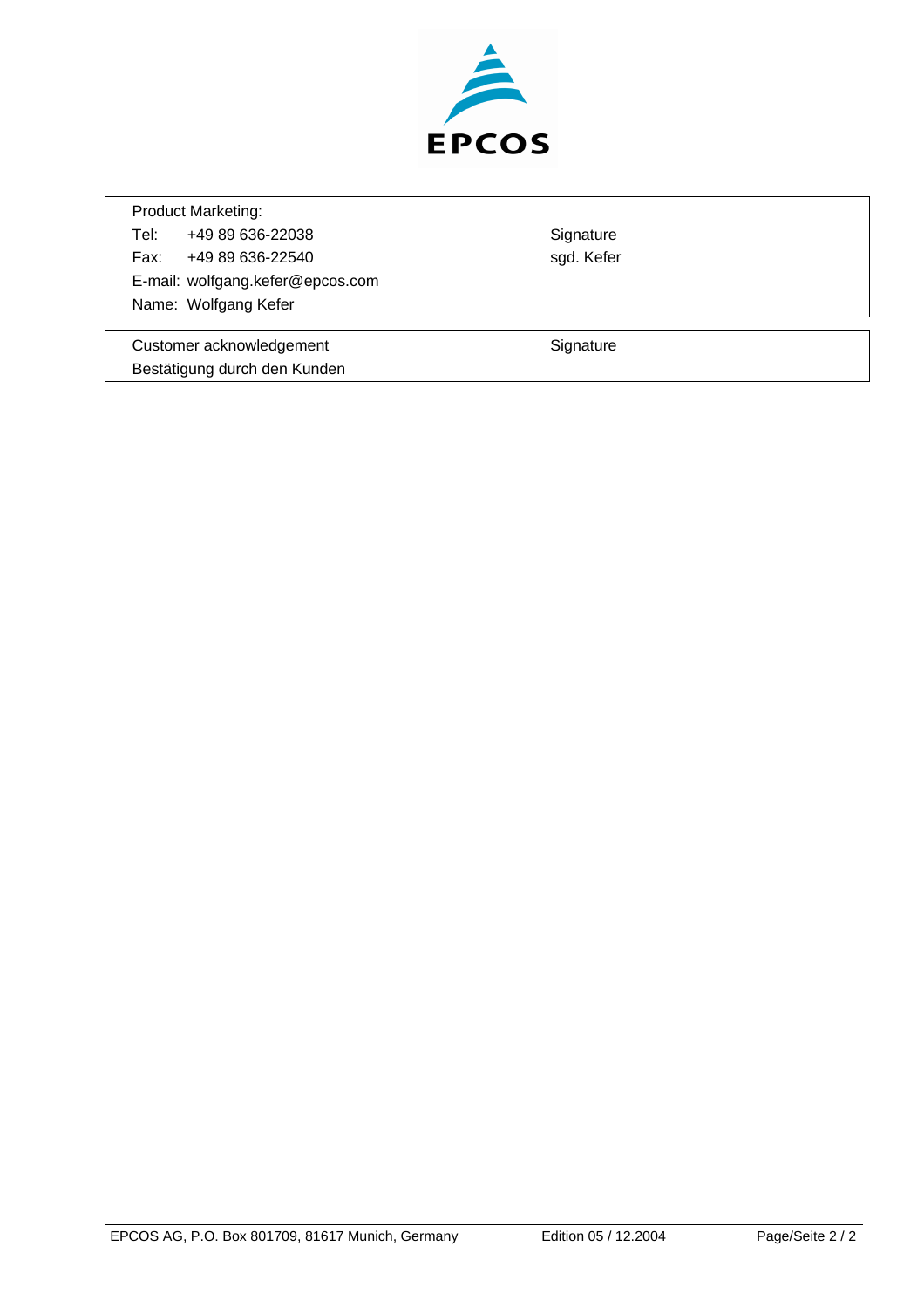EPCOS

| | |
|---|---|
| Product Marketing: | |
| Tel: +49 89 636-22038 | Signature |
| Fax: +49 89 636-22540 | sgd. Kefer |
| E-mail: wolfgang.kefer@epcos.com | |
| Name: Wolfgang Kefer | |

| | |
|---|---|
| Customer acknowledgement | Signature |
| Bestätigung durch den Kunden | |

EPCOS AG, P.O. Box 801709, 81617 Munich, Germany    Edition 05 / 12.2004